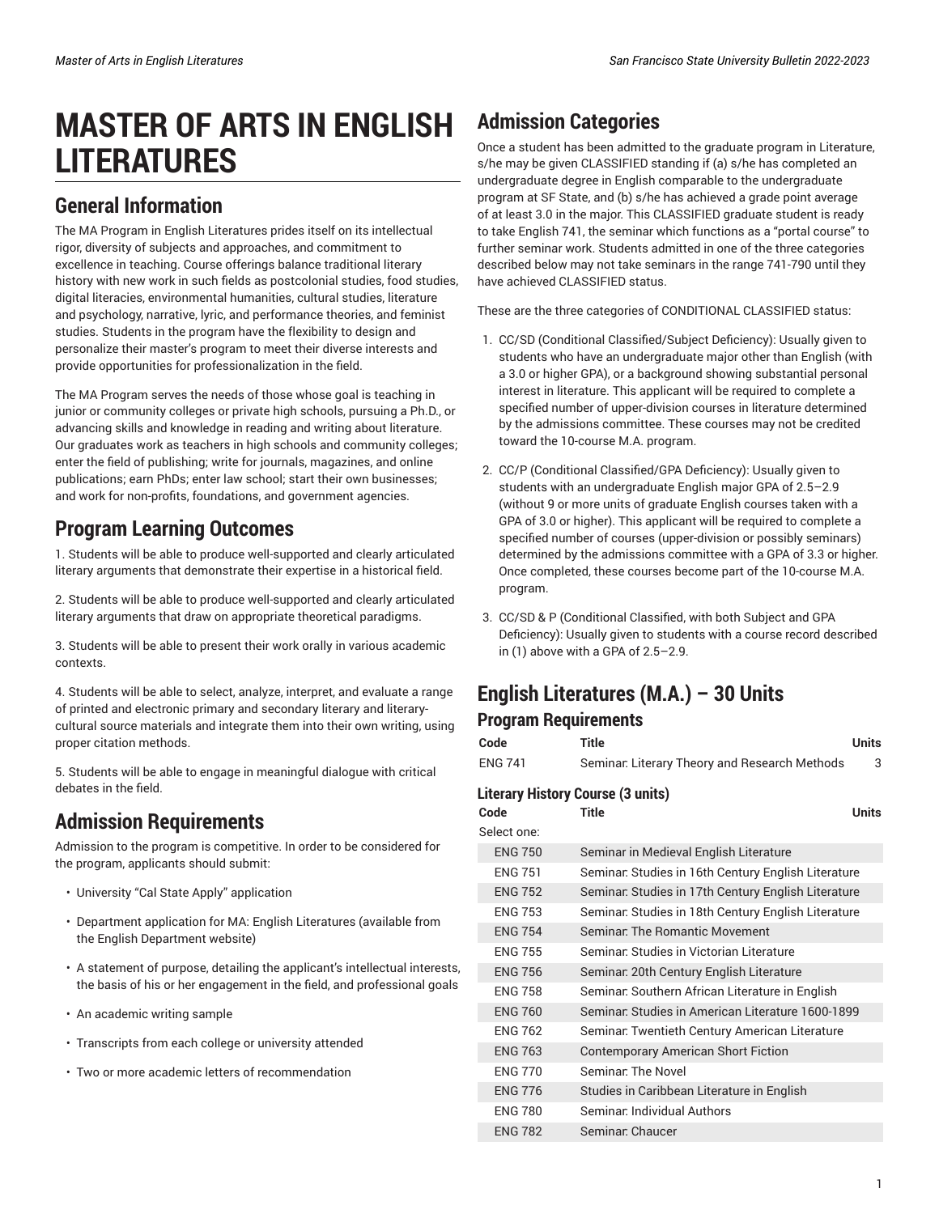# MASTER OF ARTS IN ENGLISH LITERATURES

## General Information

The MA Program in English Literatures prides itself on its intellectual rigor, diversity of subjects and approaches, and commitment to excellence in teaching. Course offerings balance traditional literary history with new work in such fields as postcolonial studies, food studies, digital literacies, environmental humanities, cultural studies, literature and psychology, narrative, lyric, and performance theories, and feminist studies. Students in the program have the flexibility to design and personalize their master's program to meet their diverse interests and provide opportunities for professionalization in the field.

The MA Program serves the needs of those whose goal is teaching in junior or community colleges or private high schools, pursuing a Ph.D., or advancing skills and knowledge in reading and writing about literature. Our graduates work as teachers in high schools and community colleges; enter the field of publishing; write for journals, magazines, and online publications; earn PhDs; enter law school; start their own businesses; and work for non-profits, foundations, and government agencies.

## Program Learning Outcomes

1. Students will be able to produce well-supported and clearly articulated literary arguments that demonstrate their expertise in a historical field.

2. Students will be able to produce well-supported and clearly articulated literary arguments that draw on appropriate theoretical paradigms.

3. Students will be able to present their work orally in various academic contexts.

4. Students will be able to select, analyze, interpret, and evaluate a range of printed and electronic primary and secondary literary and literary-cultural source materials and integrate them into their own writing, using proper citation methods.

5. Students will be able to engage in meaningful dialogue with critical debates in the field.

## Admission Requirements

Admission to the program is competitive. In order to be considered for the program, applicants should submit:

- University "Cal State Apply" application
- Department application for MA: English Literatures (available from the English Department website)
- A statement of purpose, detailing the applicant's intellectual interests, the basis of his or her engagement in the field, and professional goals
- An academic writing sample
- Transcripts from each college or university attended
- Two or more academic letters of recommendation

## Admission Categories

Once a student has been admitted to the graduate program in Literature, s/he may be given CLASSIFIED standing if (a) s/he has completed an undergraduate degree in English comparable to the undergraduate program at SF State, and (b) s/he has achieved a grade point average of at least 3.0 in the major. This CLASSIFIED graduate student is ready to take English 741, the seminar which functions as a "portal course" to further seminar work. Students admitted in one of the three categories described below may not take seminars in the range 741-790 until they have achieved CLASSIFIED status.

These are the three categories of CONDITIONAL CLASSIFIED status:

1. CC/SD (Conditional Classified/Subject Deficiency): Usually given to students who have an undergraduate major other than English (with a 3.0 or higher GPA), or a background showing substantial personal interest in literature. This applicant will be required to complete a specified number of upper-division courses in literature determined by the admissions committee. These courses may not be credited toward the 10-course M.A. program.

2. CC/P (Conditional Classified/GPA Deficiency): Usually given to students with an undergraduate English major GPA of 2.5–2.9 (without 9 or more units of graduate English courses taken with a GPA of 3.0 or higher). This applicant will be required to complete a specified number of courses (upper-division or possibly seminars) determined by the admissions committee with a GPA of 3.3 or higher. Once completed, these courses become part of the 10-course M.A. program.

3. CC/SD & P (Conditional Classified, with both Subject and GPA Deficiency): Usually given to students with a course record described in (1) above with a GPA of 2.5–2.9.

## English Literatures (M.A.) – 30 Units

### Program Requirements

| Code | Title | Units |
|---|---|---|
| ENG 741 | Seminar: Literary Theory and Research Methods | 3 |

#### Literary History Course (3 units)

| Code | Title | Units |
|---|---|---|
| Select one: | | |
| ENG 750 | Seminar in Medieval English Literature | |
| ENG 751 | Seminar: Studies in 16th Century English Literature | |
| ENG 752 | Seminar: Studies in 17th Century English Literature | |
| ENG 753 | Seminar: Studies in 18th Century English Literature | |
| ENG 754 | Seminar: The Romantic Movement | |
| ENG 755 | Seminar: Studies in Victorian Literature | |
| ENG 756 | Seminar: 20th Century English Literature | |
| ENG 758 | Seminar: Southern African Literature in English | |
| ENG 760 | Seminar: Studies in American Literature 1600-1899 | |
| ENG 762 | Seminar: Twentieth Century American Literature | |
| ENG 763 | Contemporary American Short Fiction | |
| ENG 770 | Seminar: The Novel | |
| ENG 776 | Studies in Caribbean Literature in English | |
| ENG 780 | Seminar: Individual Authors | |
| ENG 782 | Seminar: Chaucer | |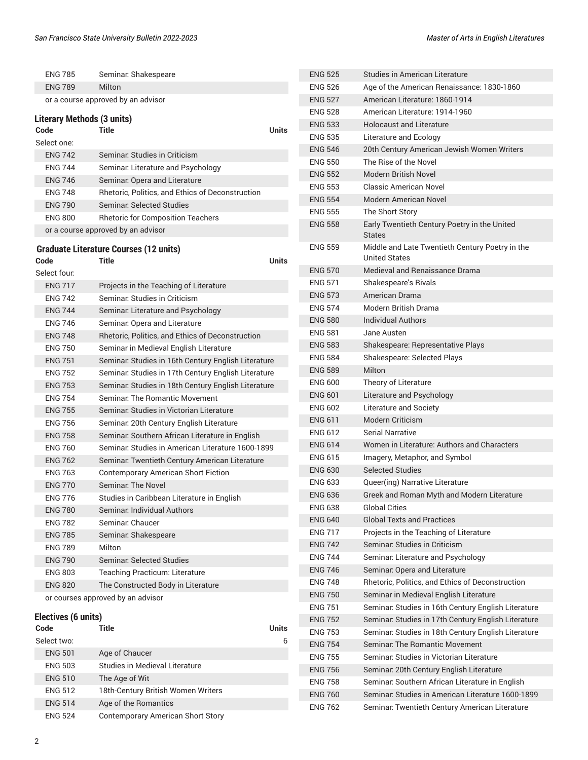| Code | Title | Units |
|---|---|---|
| ENG 785 | Seminar: Shakespeare | |
| ENG 789 | Milton | |
| or a course approved by an advisor | | |

### Literary Methods (3 units)

| Code | Title | Units |
|---|---|---|
| Select one: | | |
| ENG 742 | Seminar: Studies in Criticism | |
| ENG 744 | Seminar: Literature and Psychology | |
| ENG 746 | Seminar: Opera and Literature | |
| ENG 748 | Rhetoric, Politics, and Ethics of Deconstruction | |
| ENG 790 | Seminar: Selected Studies | |
| ENG 800 | Rhetoric for Composition Teachers | |
| or a course approved by an advisor | | |

### Graduate Literature Courses (12 units)

| Code | Title | Units |
|---|---|---|
| Select four: | | |
| ENG 717 | Projects in the Teaching of Literature | |
| ENG 742 | Seminar: Studies in Criticism | |
| ENG 744 | Seminar: Literature and Psychology | |
| ENG 746 | Seminar: Opera and Literature | |
| ENG 748 | Rhetoric, Politics, and Ethics of Deconstruction | |
| ENG 750 | Seminar in Medieval English Literature | |
| ENG 751 | Seminar: Studies in 16th Century English Literature | |
| ENG 752 | Seminar: Studies in 17th Century English Literature | |
| ENG 753 | Seminar: Studies in 18th Century English Literature | |
| ENG 754 | Seminar: The Romantic Movement | |
| ENG 755 | Seminar: Studies in Victorian Literature | |
| ENG 756 | Seminar: 20th Century English Literature | |
| ENG 758 | Seminar: Southern African Literature in English | |
| ENG 760 | Seminar: Studies in American Literature 1600-1899 | |
| ENG 762 | Seminar: Twentieth Century American Literature | |
| ENG 763 | Contemporary American Short Fiction | |
| ENG 770 | Seminar: The Novel | |
| ENG 776 | Studies in Caribbean Literature in English | |
| ENG 780 | Seminar: Individual Authors | |
| ENG 782 | Seminar: Chaucer | |
| ENG 785 | Seminar: Shakespeare | |
| ENG 789 | Milton | |
| ENG 790 | Seminar: Selected Studies | |
| ENG 803 | Teaching Practicum: Literature | |
| ENG 820 | The Constructed Body in Literature | |
| or courses approved by an advisor | | |

### Electives (6 units)

| Code | Title | Units |
|---|---|---|
| Select two: | | 6 |
| ENG 501 | Age of Chaucer | |
| ENG 503 | Studies in Medieval Literature | |
| ENG 510 | The Age of Wit | |
| ENG 512 | 18th-Century British Women Writers | |
| ENG 514 | Age of the Romantics | |
| ENG 524 | Contemporary American Short Story | |
| ENG 525 | Studies in American Literature | |
| ENG 526 | Age of the American Renaissance: 1830-1860 | |
| ENG 527 | American Literature: 1860-1914 | |
| ENG 528 | American Literature: 1914-1960 | |
| ENG 533 | Holocaust and Literature | |
| ENG 535 | Literature and Ecology | |
| ENG 546 | 20th Century American Jewish Women Writers | |
| ENG 550 | The Rise of the Novel | |
| ENG 552 | Modern British Novel | |
| ENG 553 | Classic American Novel | |
| ENG 554 | Modern American Novel | |
| ENG 555 | The Short Story | |
| ENG 558 | Early Twentieth Century Poetry in the United States | |
| ENG 559 | Middle and Late Twentieth Century Poetry in the United States | |
| ENG 570 | Medieval and Renaissance Drama | |
| ENG 571 | Shakespeare's Rivals | |
| ENG 573 | American Drama | |
| ENG 574 | Modern British Drama | |
| ENG 580 | Individual Authors | |
| ENG 581 | Jane Austen | |
| ENG 583 | Shakespeare: Representative Plays | |
| ENG 584 | Shakespeare: Selected Plays | |
| ENG 589 | Milton | |
| ENG 600 | Theory of Literature | |
| ENG 601 | Literature and Psychology | |
| ENG 602 | Literature and Society | |
| ENG 611 | Modern Criticism | |
| ENG 612 | Serial Narrative | |
| ENG 614 | Women in Literature: Authors and Characters | |
| ENG 615 | Imagery, Metaphor, and Symbol | |
| ENG 630 | Selected Studies | |
| ENG 633 | Queer(ing) Narrative Literature | |
| ENG 636 | Greek and Roman Myth and Modern Literature | |
| ENG 638 | Global Cities | |
| ENG 640 | Global Texts and Practices | |
| ENG 717 | Projects in the Teaching of Literature | |
| ENG 742 | Seminar: Studies in Criticism | |
| ENG 744 | Seminar: Literature and Psychology | |
| ENG 746 | Seminar: Opera and Literature | |
| ENG 748 | Rhetoric, Politics, and Ethics of Deconstruction | |
| ENG 750 | Seminar in Medieval English Literature | |
| ENG 751 | Seminar: Studies in 16th Century English Literature | |
| ENG 752 | Seminar: Studies in 17th Century English Literature | |
| ENG 753 | Seminar: Studies in 18th Century English Literature | |
| ENG 754 | Seminar: The Romantic Movement | |
| ENG 755 | Seminar: Studies in Victorian Literature | |
| ENG 756 | Seminar: 20th Century English Literature | |
| ENG 758 | Seminar: Southern African Literature in English | |
| ENG 760 | Seminar: Studies in American Literature 1600-1899 | |
| ENG 762 | Seminar: Twentieth Century American Literature | |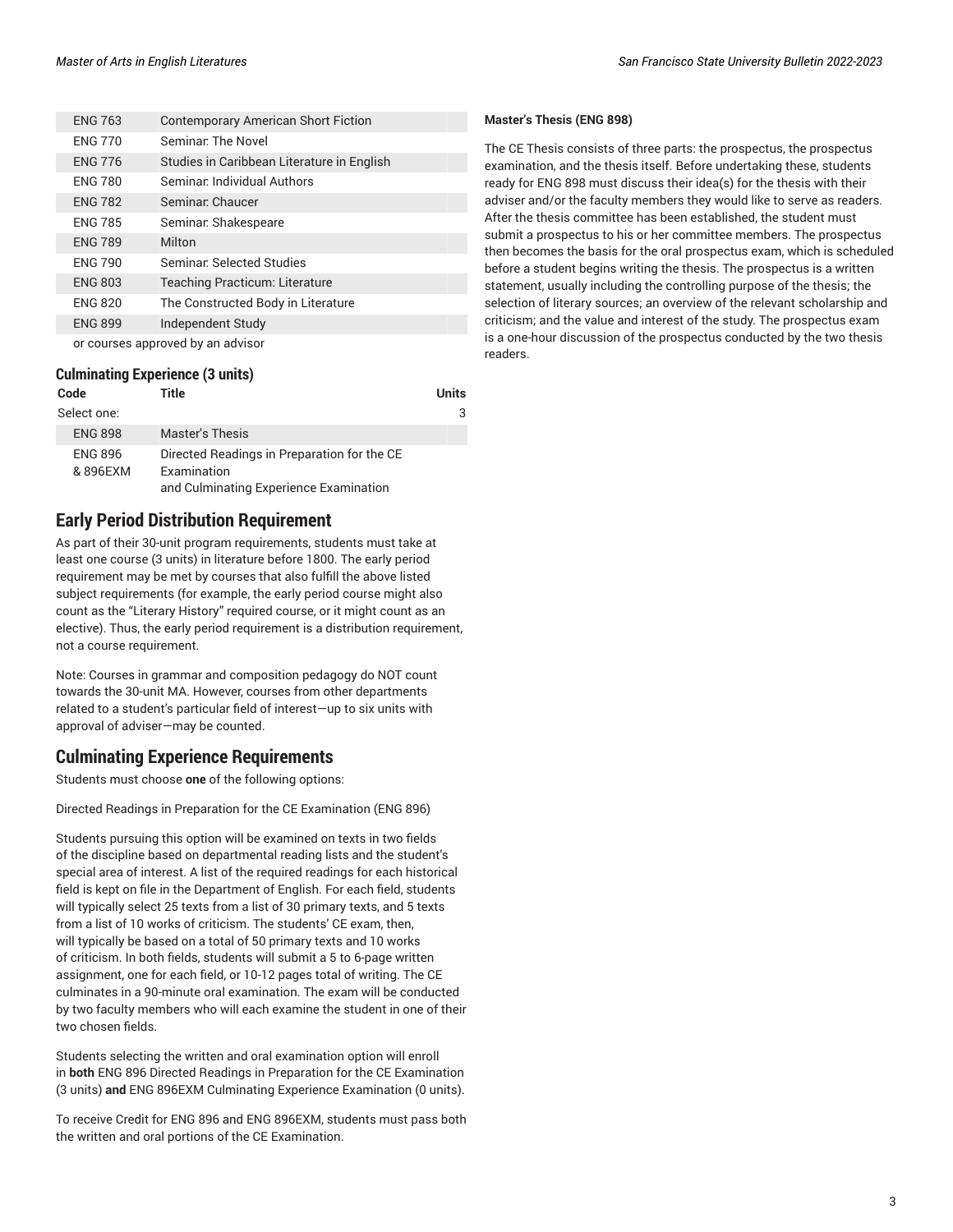| | |
|---|---|
| ENG 763 | Contemporary American Short Fiction |
| ENG 770 | Seminar: The Novel |
| ENG 776 | Studies in Caribbean Literature in English |
| ENG 780 | Seminar: Individual Authors |
| ENG 782 | Seminar: Chaucer |
| ENG 785 | Seminar: Shakespeare |
| ENG 789 | Milton |
| ENG 790 | Seminar: Selected Studies |
| ENG 803 | Teaching Practicum: Literature |
| ENG 820 | The Constructed Body in Literature |
| ENG 899 | Independent Study |
| or courses approved by an advisor | |

### Culminating Experience (3 units)

| Code | Title | Units |
|---|---|---|
| Select one: | | 3 |
| ENG 898 | Master's Thesis | |
| ENG 896 & 896EXM | Directed Readings in Preparation for the CE Examination and Culminating Experience Examination | |

## Early Period Distribution Requirement

As part of their 30-unit program requirements, students must take at least one course (3 units) in literature before 1800. The early period requirement may be met by courses that also fulfill the above listed subject requirements (for example, the early period course might also count as the "Literary History" required course, or it might count as an elective). Thus, the early period requirement is a distribution requirement, not a course requirement.

Note: Courses in grammar and composition pedagogy do NOT count towards the 30-unit MA. However, courses from other departments related to a student's particular field of interest—up to six units with approval of adviser—may be counted.

## Culminating Experience Requirements

Students must choose **one** of the following options:

Directed Readings in Preparation for the CE Examination (ENG 896)

Students pursuing this option will be examined on texts in two fields of the discipline based on departmental reading lists and the student's special area of interest. A list of the required readings for each historical field is kept on file in the Department of English. For each field, students will typically select 25 texts from a list of 30 primary texts, and 5 texts from a list of 10 works of criticism. The students' CE exam, then, will typically be based on a total of 50 primary texts and 10 works of criticism. In both fields, students will submit a 5 to 6-page written assignment, one for each field, or 10-12 pages total of writing. The CE culminates in a 90-minute oral examination. The exam will be conducted by two faculty members who will each examine the student in one of their two chosen fields.

Students selecting the written and oral examination option will enroll in **both** ENG 896 Directed Readings in Preparation for the CE Examination (3 units) **and** ENG 896EXM Culminating Experience Examination (0 units).

To receive Credit for ENG 896 and ENG 896EXM, students must pass both the written and oral portions of the CE Examination.

**Master's Thesis (ENG 898)**

The CE Thesis consists of three parts: the prospectus, the prospectus examination, and the thesis itself. Before undertaking these, students ready for ENG 898 must discuss their idea(s) for the thesis with their adviser and/or the faculty members they would like to serve as readers. After the thesis committee has been established, the student must submit a prospectus to his or her committee members. The prospectus then becomes the basis for the oral prospectus exam, which is scheduled before a student begins writing the thesis. The prospectus is a written statement, usually including the controlling purpose of the thesis; the selection of literary sources; an overview of the relevant scholarship and criticism; and the value and interest of the study. The prospectus exam is a one-hour discussion of the prospectus conducted by the two thesis readers.